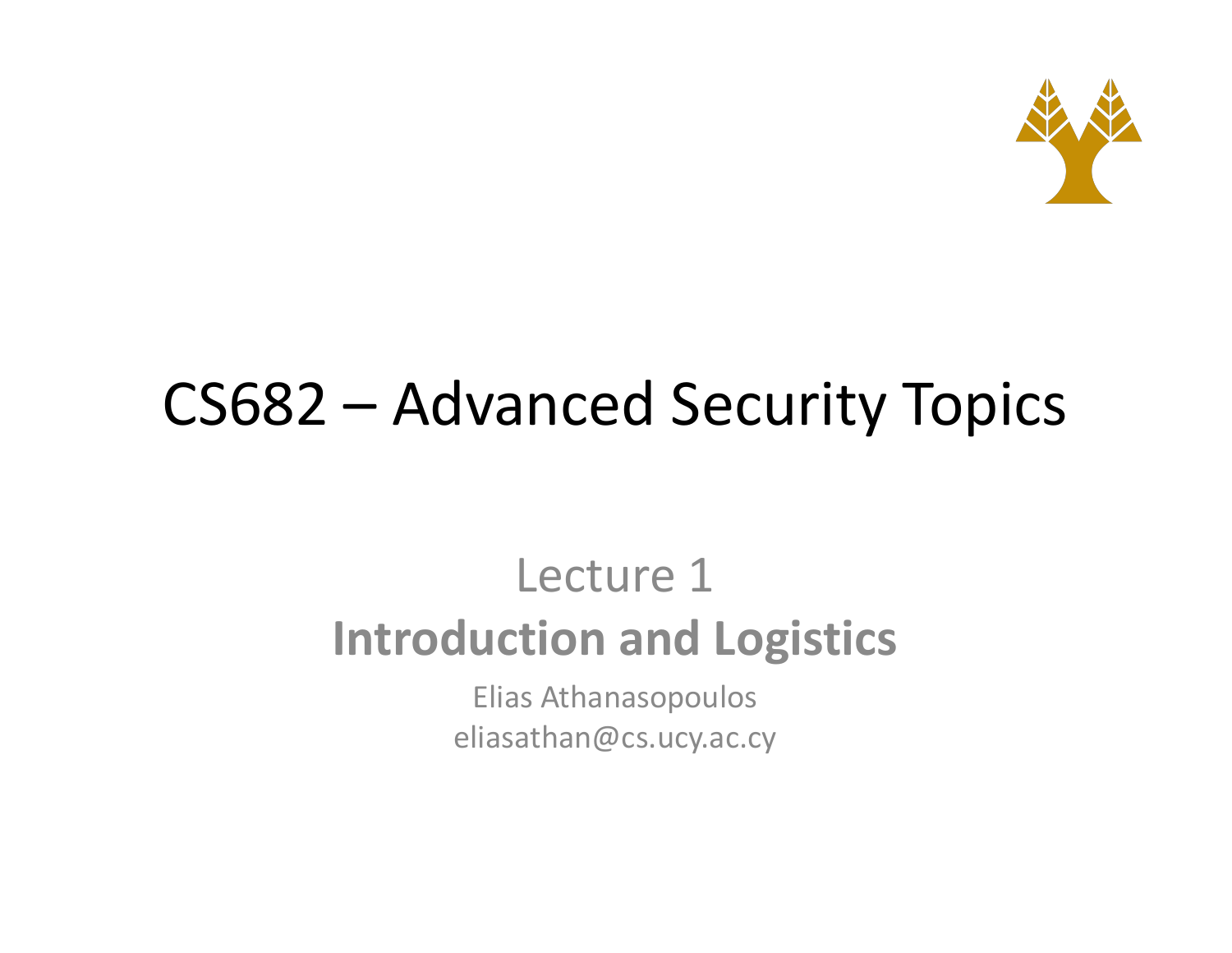# CS682 – Advanced Security Topics

## Lecture 1

## **Introduction and Logistics**

Elias Athanasopoulos

eliasathan@cs.ucy.ac.cy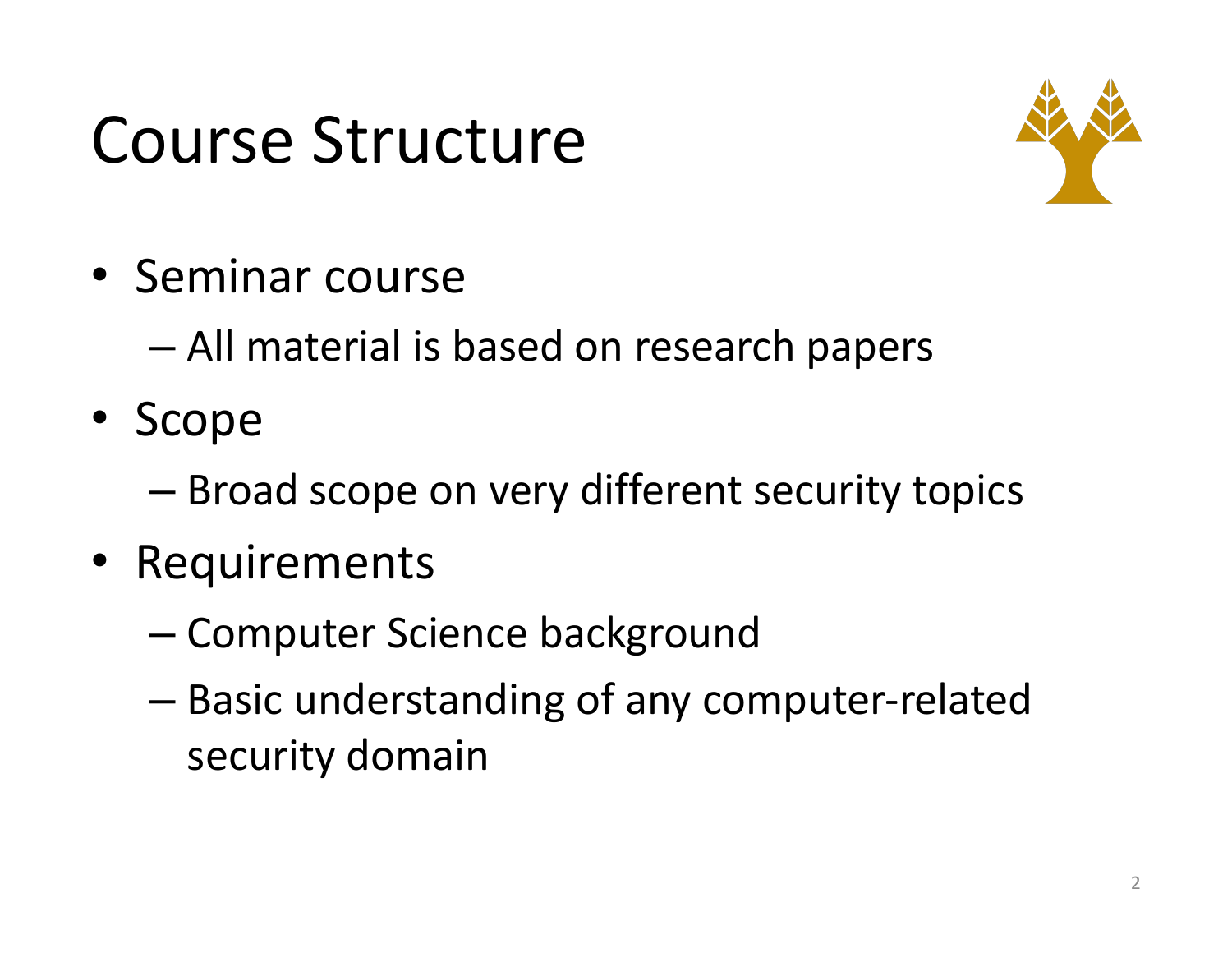# Course Structure

- Seminar course
  - All material is based on research papers
- Scope
  - Broad scope on very different security topics
- Requirements
  - Computer Science background
  - Basic understanding of any computer-related security domain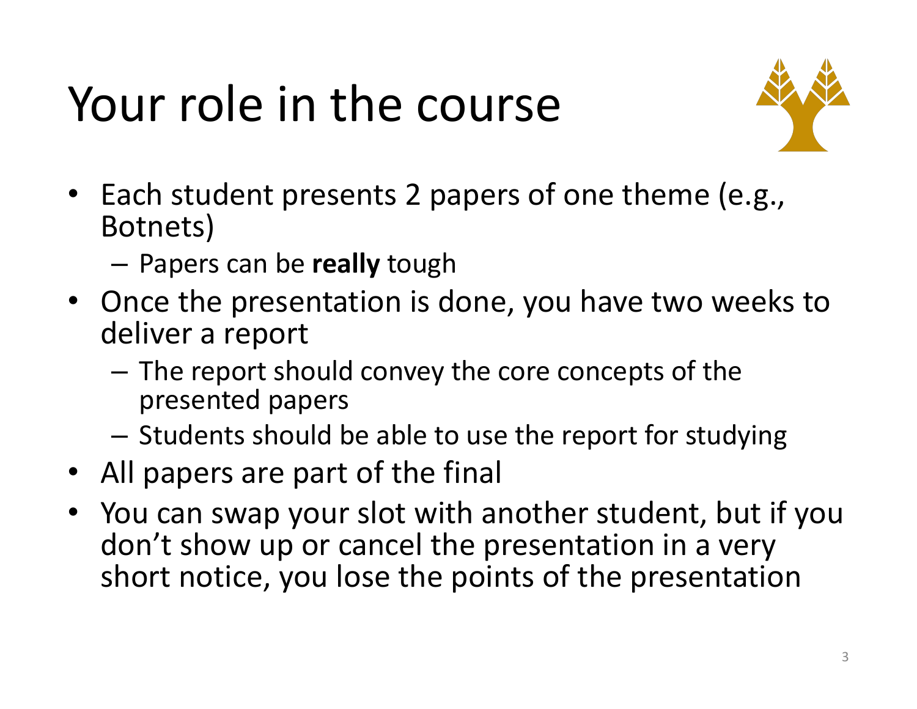# Your role in the course

- Each student presents 2 papers of one theme (e.g., Botnets)
  - Papers can be **really** tough
- Once the presentation is done, you have two weeks to deliver a report
  - The report should convey the core concepts of the presented papers
  - Students should be able to use the report for studying
- All papers are part of the final
- You can swap your slot with another student, but if you don't show up or cancel the presentation in a very short notice, you lose the points of the presentation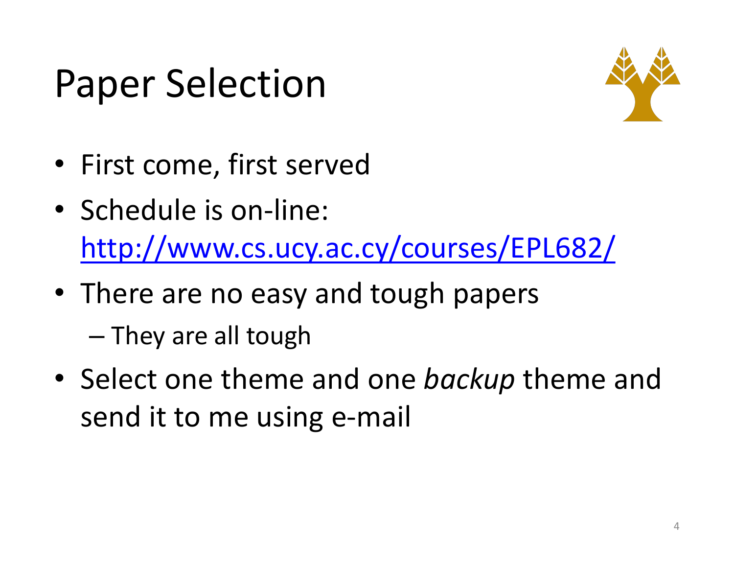# Paper Selection

- First come, first served
- Schedule is on-line: [http://www.cs.ucy.ac.cy/courses/EPL682/](http://www.cs.ucy.ac.cy/courses/EPL682/)
- There are no easy and tough papers
  - They are all tough
- Select one theme and one *backup* theme and send it to me using e-mail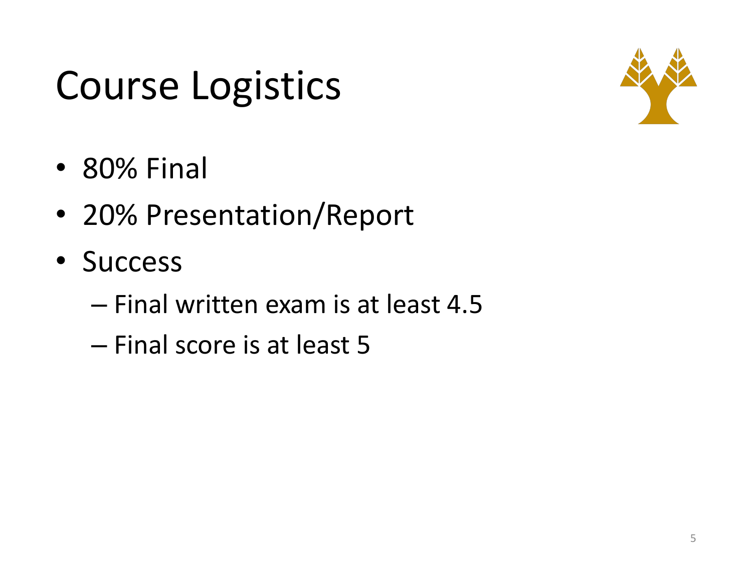# Course Logistics

- 80% Final
- 20% Presentation/Report
- Success
  - Final written exam is at least 4.5
  - Final score is at least 5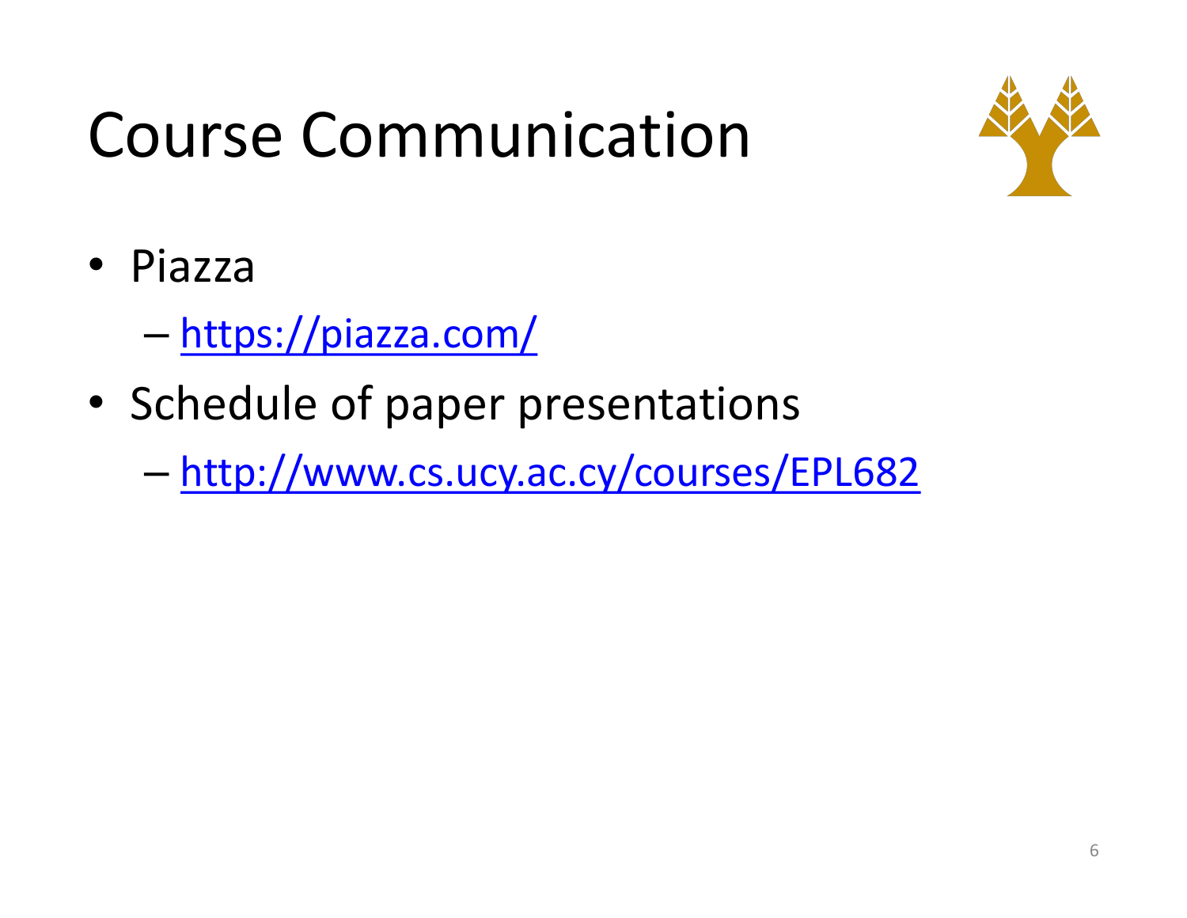# Course Communication

- Piazza
  - https://piazza.com/
- Schedule of paper presentations
  - http://www.cs.ucy.ac.cy/courses/EPL682